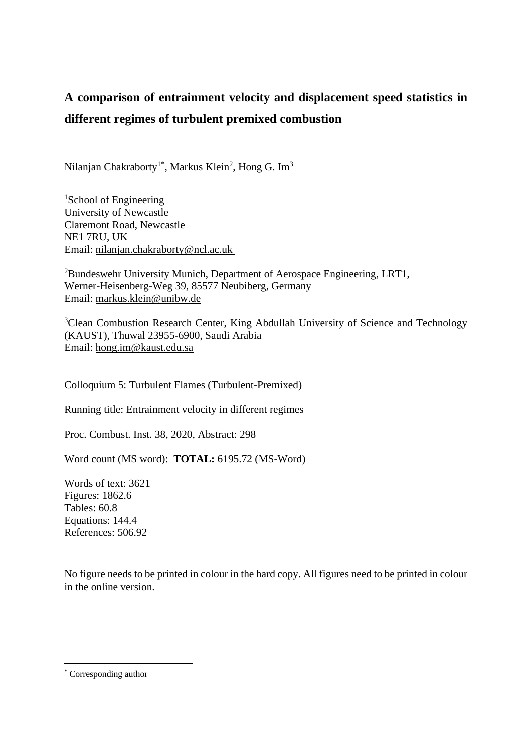# A comparison of entrainment velocity and displacement speed statistics in different regimes of turbulent premixed combustion

Nilanjan Chakraborty[1*], Markus Klein[2], Hong G. Im[3]

[1]School of Engineering
University of Newcastle
Claremont Road, Newcastle
NE1 7RU, UK
Email: nilanjan.chakraborty@ncl.ac.uk

[2]Bundeswehr University Munich, Department of Aerospace Engineering, LRT1,
Werner-Heisenberg-Weg 39, 85577 Neubiberg, Germany
Email: markus.klein@unibw.de

[3]Clean Combustion Research Center, King Abdullah University of Science and Technology (KAUST), Thuwal 23955-6900, Saudi Arabia
Email: hong.im@kaust.edu.sa

Colloquium 5: Turbulent Flames (Turbulent-Premixed)

Running title: Entrainment velocity in different regimes

Proc. Combust. Inst. 38, 2020, Abstract: 298

Word count (MS word): **TOTAL:** 6195.72 (MS-Word)

Words of text: 3621
Figures: 1862.6
Tables: 60.8
Equations: 144.4
References: 506.92

No figure needs to be printed in colour in the hard copy. All figures need to be printed in colour in the online version.

[*] Corresponding author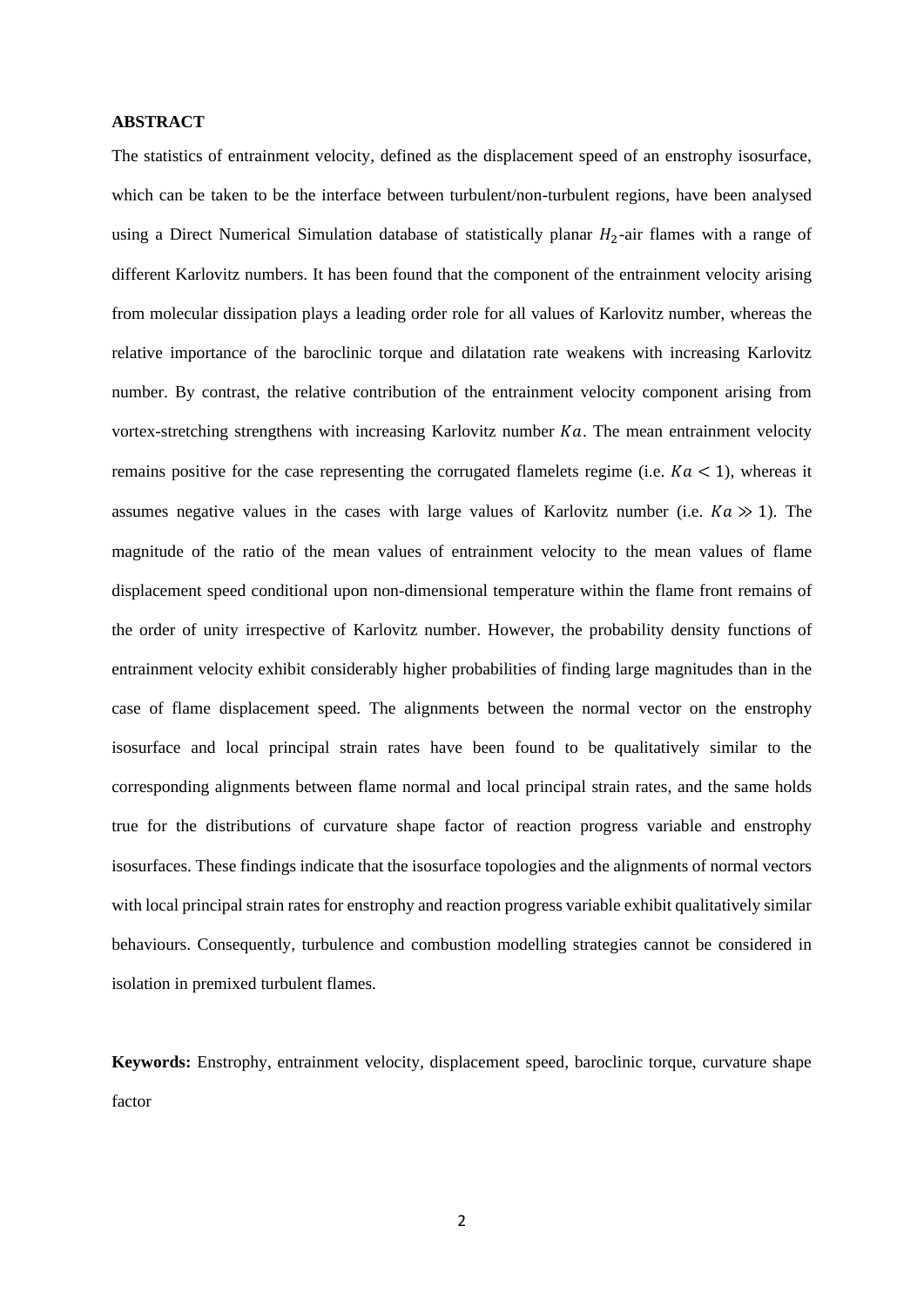**ABSTRACT**

The statistics of entrainment velocity, defined as the displacement speed of an enstrophy isosurface, which can be taken to be the interface between turbulent/non-turbulent regions, have been analysed using a Direct Numerical Simulation database of statistically planar $H_2$-air flames with a range of different Karlovitz numbers. It has been found that the component of the entrainment velocity arising from molecular dissipation plays a leading order role for all values of Karlovitz number, whereas the relative importance of the baroclinic torque and dilatation rate weakens with increasing Karlovitz number. By contrast, the relative contribution of the entrainment velocity component arising from vortex-stretching strengthens with increasing Karlovitz number $Ka$. The mean entrainment velocity remains positive for the case representing the corrugated flamelets regime (i.e. $Ka < 1$), whereas it assumes negative values in the cases with large values of Karlovitz number (i.e. $Ka \gg 1$). The magnitude of the ratio of the mean values of entrainment velocity to the mean values of flame displacement speed conditional upon non-dimensional temperature within the flame front remains of the order of unity irrespective of Karlovitz number. However, the probability density functions of entrainment velocity exhibit considerably higher probabilities of finding large magnitudes than in the case of flame displacement speed. The alignments between the normal vector on the enstrophy isosurface and local principal strain rates have been found to be qualitatively similar to the corresponding alignments between flame normal and local principal strain rates, and the same holds true for the distributions of curvature shape factor of reaction progress variable and enstrophy isosurfaces. These findings indicate that the isosurface topologies and the alignments of normal vectors with local principal strain rates for enstrophy and reaction progress variable exhibit qualitatively similar behaviours. Consequently, turbulence and combustion modelling strategies cannot be considered in isolation in premixed turbulent flames.

**Keywords:** Enstrophy, entrainment velocity, displacement speed, baroclinic torque, curvature shape factor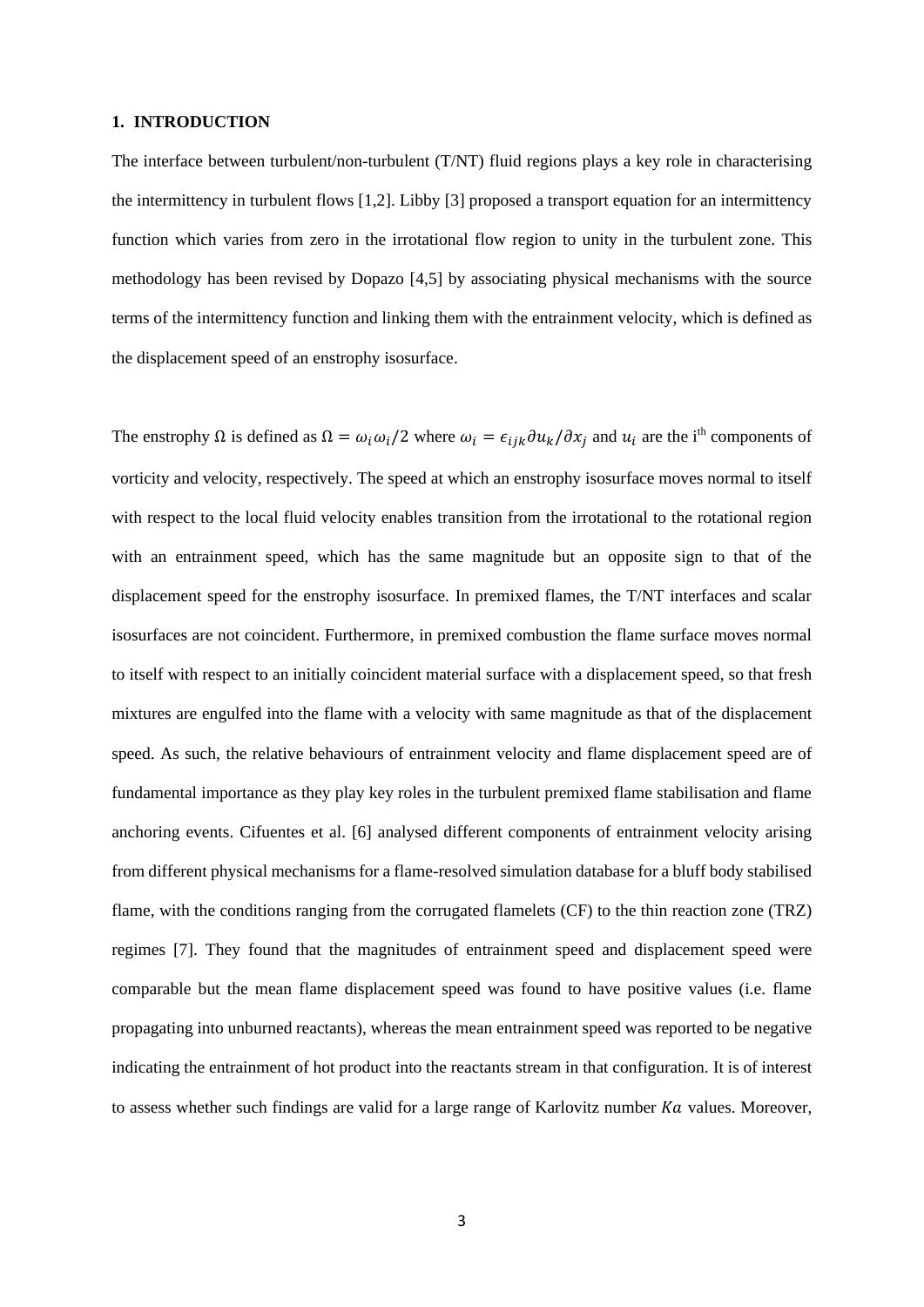# 1. INTRODUCTION

The interface between turbulent/non-turbulent (T/NT) fluid regions plays a key role in characterising the intermittency in turbulent flows [1,2]. Libby [3] proposed a transport equation for an intermittency function which varies from zero in the irrotational flow region to unity in the turbulent zone. This methodology has been revised by Dopazo [4,5] by associating physical mechanisms with the source terms of the intermittency function and linking them with the entrainment velocity, which is defined as the displacement speed of an enstrophy isosurface.

The enstrophy $\Omega$ is defined as $\Omega = \omega_i \omega_i / 2$ where $\omega_i = \epsilon_{ijk} \partial u_k / \partial x_j$ and $u_i$ are the i$^{th}$ components of vorticity and velocity, respectively. The speed at which an enstrophy isosurface moves normal to itself with respect to the local fluid velocity enables transition from the irrotational to the rotational region with an entrainment speed, which has the same magnitude but an opposite sign to that of the displacement speed for the enstrophy isosurface. In premixed flames, the T/NT interfaces and scalar isosurfaces are not coincident. Furthermore, in premixed combustion the flame surface moves normal to itself with respect to an initially coincident material surface with a displacement speed, so that fresh mixtures are engulfed into the flame with a velocity with same magnitude as that of the displacement speed. As such, the relative behaviours of entrainment velocity and flame displacement speed are of fundamental importance as they play key roles in the turbulent premixed flame stabilisation and flame anchoring events. Cifuentes et al. [6] analysed different components of entrainment velocity arising from different physical mechanisms for a flame-resolved simulation database for a bluff body stabilised flame, with the conditions ranging from the corrugated flamelets (CF) to the thin reaction zone (TRZ) regimes [7]. They found that the magnitudes of entrainment speed and displacement speed were comparable but the mean flame displacement speed was found to have positive values (i.e. flame propagating into unburned reactants), whereas the mean entrainment speed was reported to be negative indicating the entrainment of hot product into the reactants stream in that configuration. It is of interest to assess whether such findings are valid for a large range of Karlovitz number $Ka$ values. Moreover,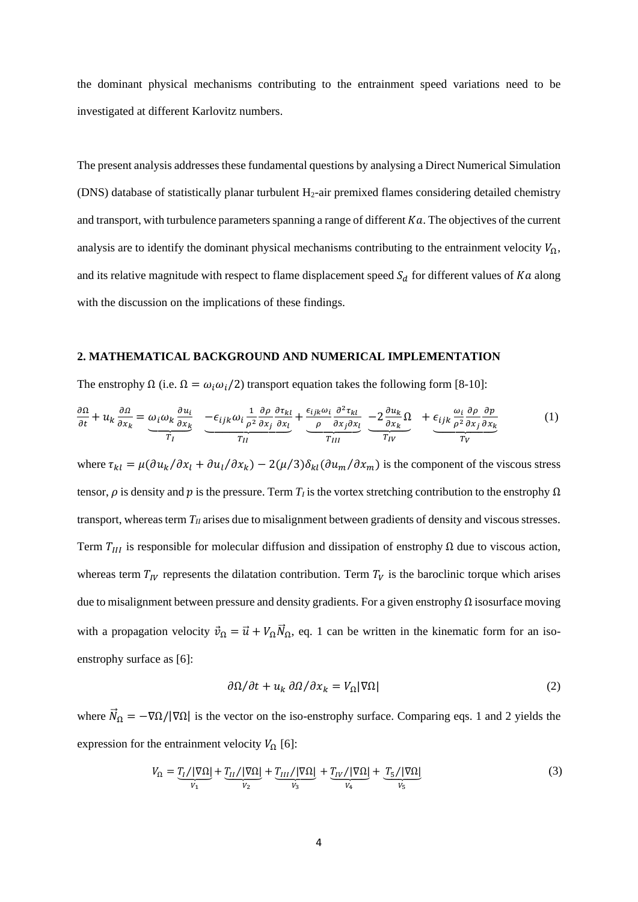the dominant physical mechanisms contributing to the entrainment speed variations need to be investigated at different Karlovitz numbers.

The present analysis addresses these fundamental questions by analysing a Direct Numerical Simulation (DNS) database of statistically planar turbulent $H_2$-air premixed flames considering detailed chemistry and transport, with turbulence parameters spanning a range of different $Ka$. The objectives of the current analysis are to identify the dominant physical mechanisms contributing to the entrainment velocity $V_\Omega$, and its relative magnitude with respect to flame displacement speed $S_d$ for different values of $Ka$ along with the discussion on the implications of these findings.

## 2. MATHEMATICAL BACKGROUND AND NUMERICAL IMPLEMENTATION

The enstrophy $\Omega$ (i.e. $\Omega = \omega_i\omega_i/2$) transport equation takes the following form [8-10]:

$$\frac{\partial \Omega}{\partial t} + u_k\frac{\partial \Omega}{\partial x_k} = \underbrace{\omega_i\omega_k\frac{\partial u_i}{\partial x_k}}_{T_I} \underbrace{-\epsilon_{ijk}\omega_i\frac{1}{\rho^2}\frac{\partial \rho}{\partial x_j}\frac{\partial \tau_{kl}}{\partial x_l}}_{T_{II}} + \underbrace{\frac{\epsilon_{ijk}\omega_i}{\rho}\frac{\partial^2 \tau_{kl}}{\partial x_j \partial x_l}}_{T_{III}} \underbrace{-2\frac{\partial u_k}{\partial x_k}\Omega}_{T_{IV}} + \underbrace{\epsilon_{ijk}\frac{\omega_i}{\rho^2}\frac{\partial \rho}{\partial x_j}\frac{\partial p}{\partial x_k}}_{T_V} \tag{1}$$

where $\tau_{kl} = \mu(\partial u_k/\partial x_l + \partial u_l/\partial x_k) - 2(\mu/3)\delta_{kl}(\partial u_m/\partial x_m)$ is the component of the viscous stress tensor, $\rho$ is density and $p$ is the pressure. Term $T_I$ is the vortex stretching contribution to the enstrophy $\Omega$ transport, whereas term $T_{II}$ arises due to misalignment between gradients of density and viscous stresses. Term $T_{III}$ is responsible for molecular diffusion and dissipation of enstrophy $\Omega$ due to viscous action, whereas term $T_{IV}$ represents the dilatation contribution. Term $T_V$ is the baroclinic torque which arises due to misalignment between pressure and density gradients. For a given enstrophy $\Omega$ isosurface moving with a propagation velocity $\vec{v}_\Omega = \vec{u} + V_\Omega\vec{N}_\Omega$, eq. 1 can be written in the kinematic form for an iso-enstrophy surface as [6]:

$$\partial\Omega/\partial t + u_k\,\partial\Omega/\partial x_k = V_\Omega|\nabla\Omega| \tag{2}$$

where $\vec{N}_\Omega = -\nabla\Omega/|\nabla\Omega|$ is the vector on the iso-enstrophy surface. Comparing eqs. 1 and 2 yields the expression for the entrainment velocity $V_\Omega$ [6]:

$$V_\Omega = \underbrace{T_I/|\nabla\Omega|}_{V_1} + \underbrace{T_{II}/|\nabla\Omega|}_{V_2} + \underbrace{T_{III}/|\nabla\Omega|}_{V_3} + \underbrace{T_{IV}/|\nabla\Omega|}_{V_4} + \underbrace{T_5/|\nabla\Omega|}_{V_5} \tag{3}$$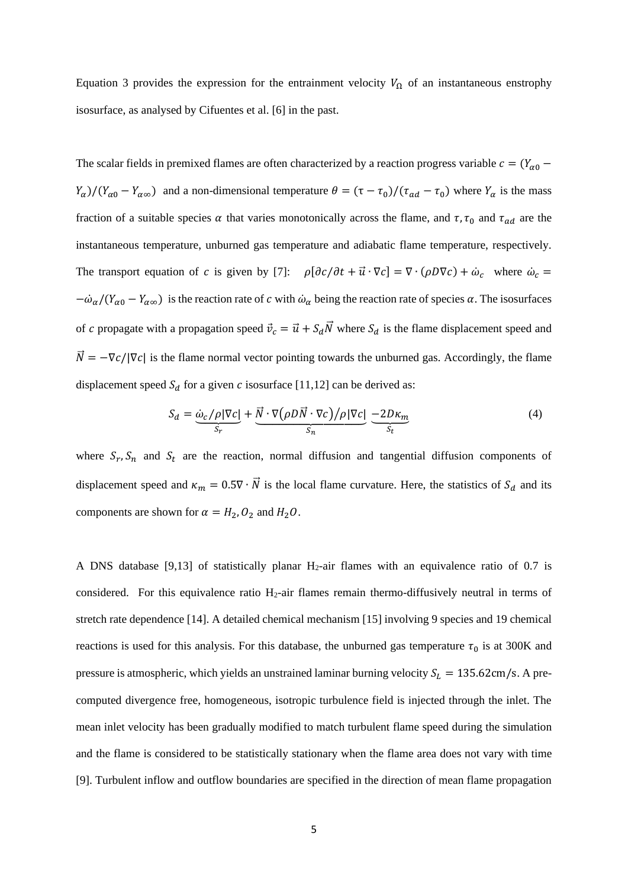Equation 3 provides the expression for the entrainment velocity $V_\Omega$ of an instantaneous enstrophy isosurface, as analysed by Cifuentes et al. [6] in the past.

The scalar fields in premixed flames are often characterized by a reaction progress variable $c = (Y_{\alpha 0} - Y_\alpha)/(Y_{\alpha 0} - Y_{\alpha \infty})$ and a non-dimensional temperature $\theta = (\tau - \tau_0)/(\tau_{ad} - \tau_0)$ where $Y_\alpha$ is the mass fraction of a suitable species $\alpha$ that varies monotonically across the flame, and $\tau, \tau_0$ and $\tau_{ad}$ are the instantaneous temperature, unburned gas temperature and adiabatic flame temperature, respectively. The transport equation of $c$ is given by [7]: $\rho[\partial c/\partial t + \vec{u} \cdot \nabla c] = \nabla \cdot (\rho D \nabla c) + \dot{\omega}_c$ where $\dot{\omega}_c = -\dot{\omega}_\alpha/(Y_{\alpha 0} - Y_{\alpha \infty})$ is the reaction rate of $c$ with $\dot{\omega}_\alpha$ being the reaction rate of species $\alpha$. The isosurfaces of $c$ propagate with a propagation speed $\vec{v}_c = \vec{u} + S_d \vec{N}$ where $S_d$ is the flame displacement speed and $\vec{N} = -\nabla c/|\nabla c|$ is the flame normal vector pointing towards the unburned gas. Accordingly, the flame displacement speed $S_d$ for a given $c$ isosurface [11,12] can be derived as:

$$S_d = \underbrace{\dot{\omega}_c/\rho|\nabla c|}_{S_r} + \underbrace{\vec{N} \cdot \nabla\left(\rho D \vec{N} \cdot \nabla c\right)/\rho|\nabla c|}_{S_n} \underbrace{-2D\kappa_m}_{S_t} \tag{4}$$

where $S_r, S_n$ and $S_t$ are the reaction, normal diffusion and tangential diffusion components of displacement speed and $\kappa_m = 0.5 \nabla \cdot \vec{N}$ is the local flame curvature. Here, the statistics of $S_d$ and its components are shown for $\alpha = H_2, O_2$ and $H_2O$.

A DNS database [9,13] of statistically planar $H_2$-air flames with an equivalence ratio of 0.7 is considered. For this equivalence ratio $H_2$-air flames remain thermo-diffusively neutral in terms of stretch rate dependence [14]. A detailed chemical mechanism [15] involving 9 species and 19 chemical reactions is used for this analysis. For this database, the unburned gas temperature $\tau_0$ is at 300K and pressure is atmospheric, which yields an unstrained laminar burning velocity $S_L = 135.62\text{cm/s}$. A pre-computed divergence free, homogeneous, isotropic turbulence field is injected through the inlet. The mean inlet velocity has been gradually modified to match turbulent flame speed during the simulation and the flame is considered to be statistically stationary when the flame area does not vary with time [9]. Turbulent inflow and outflow boundaries are specified in the direction of mean flame propagation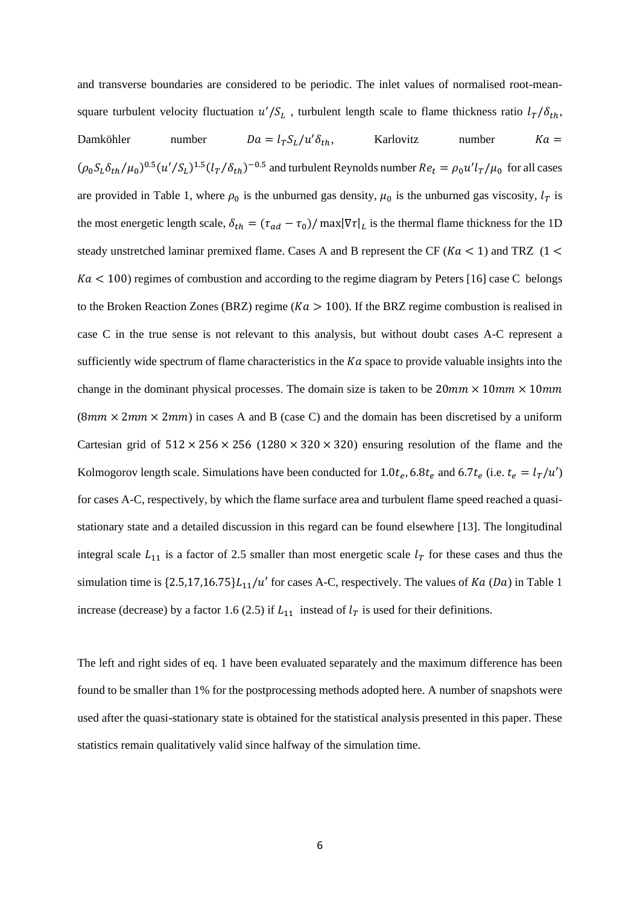and transverse boundaries are considered to be periodic. The inlet values of normalised root-mean-square turbulent velocity fluctuation $u'/S_L$ , turbulent length scale to flame thickness ratio $l_T/\delta_{th}$, Damköhler number $Da = l_T S_L/u'\delta_{th}$, Karlovitz number $Ka = (\rho_0 S_L \delta_{th}/\mu_0)^{0.5}(u'/S_L)^{1.5}(l_T/\delta_{th})^{-0.5}$ and turbulent Reynolds number $Re_t = \rho_0 u' l_T/\mu_0$ for all cases are provided in Table 1, where $\rho_0$ is the unburned gas density, $\mu_0$ is the unburned gas viscosity, $l_T$ is the most energetic length scale, $\delta_{th} = (\tau_{ad} - \tau_0)/\max|\nabla\tau|_L$ is the thermal flame thickness for the 1D steady unstretched laminar premixed flame. Cases A and B represent the CF ($Ka < 1$) and TRZ ($1 < Ka < 100$) regimes of combustion and according to the regime diagram by Peters [16] case C belongs to the Broken Reaction Zones (BRZ) regime ($Ka > 100$). If the BRZ regime combustion is realised in case C in the true sense is not relevant to this analysis, but without doubt cases A-C represent a sufficiently wide spectrum of flame characteristics in the $Ka$ space to provide valuable insights into the change in the dominant physical processes. The domain size is taken to be $20mm \times 10mm \times 10mm$ ($8mm \times 2mm \times 2mm$) in cases A and B (case C) and the domain has been discretised by a uniform Cartesian grid of $512 \times 256 \times 256$ ($1280 \times 320 \times 320$) ensuring resolution of the flame and the Kolmogorov length scale. Simulations have been conducted for $1.0t_e, 6.8t_e$ and $6.7t_e$ (i.e. $t_e = l_T/u'$) for cases A-C, respectively, by which the flame surface area and turbulent flame speed reached a quasi-stationary state and a detailed discussion in this regard can be found elsewhere [13]. The longitudinal integral scale $L_{11}$ is a factor of 2.5 smaller than most energetic scale $l_T$ for these cases and thus the simulation time is $\{2.5, 17, 16.75\}L_{11}/u'$ for cases A-C, respectively. The values of $Ka$ ($Da$) in Table 1 increase (decrease) by a factor 1.6 (2.5) if $L_{11}$ instead of $l_T$ is used for their definitions.

The left and right sides of eq. 1 have been evaluated separately and the maximum difference has been found to be smaller than 1% for the postprocessing methods adopted here. A number of snapshots were used after the quasi-stationary state is obtained for the statistical analysis presented in this paper. These statistics remain qualitatively valid since halfway of the simulation time.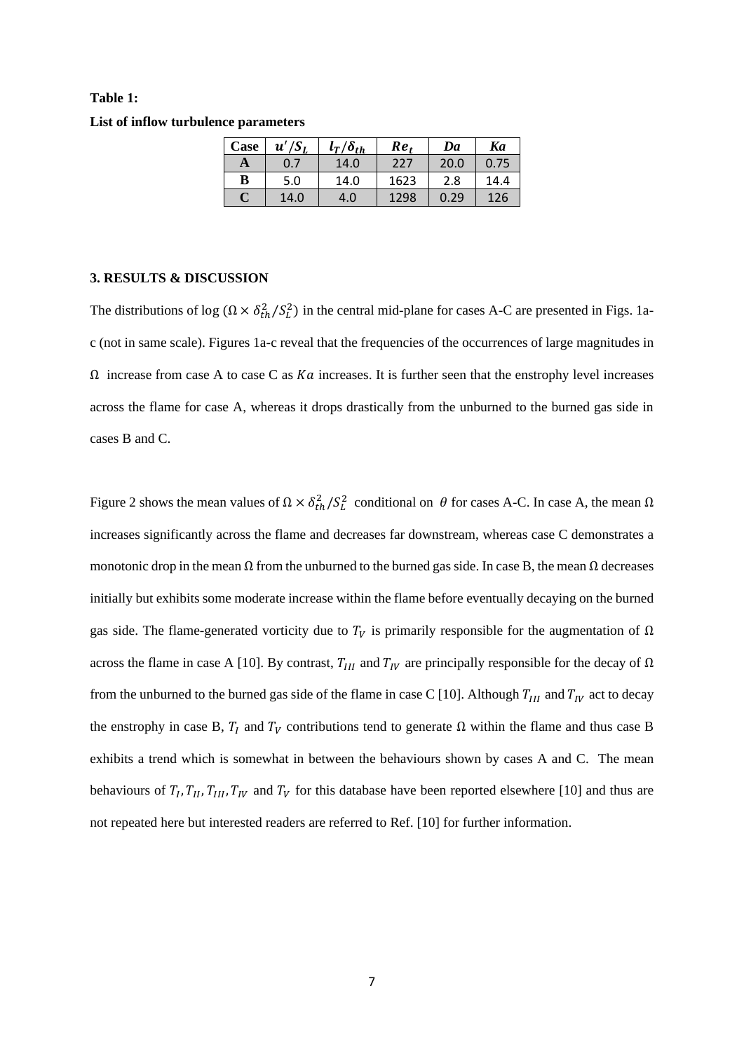**Table 1:**

**List of inflow turbulence parameters**

| Case | $u'/S_L$ | $l_T/\delta_{th}$ | $Re_t$ | $Da$ | $Ka$ |
|---|---|---|---|---|---|
| **A** | 0.7 | 14.0 | 227 | 20.0 | 0.75 |
| **B** | 5.0 | 14.0 | 1623 | 2.8 | 14.4 |
| **C** | 14.0 | 4.0 | 1298 | 0.29 | 126 |

## 3. RESULTS & DISCUSSION

The distributions of $\log(\Omega \times \delta_{th}^2/S_L^2)$ in the central mid-plane for cases A-C are presented in Figs. 1a-c (not in same scale). Figures 1a-c reveal that the frequencies of the occurrences of large magnitudes in $\Omega$ increase from case A to case C as $Ka$ increases. It is further seen that the enstrophy level increases across the flame for case A, whereas it drops drastically from the unburned to the burned gas side in cases B and C.

Figure 2 shows the mean values of $\Omega \times \delta_{th}^2/S_L^2$ conditional on $\theta$ for cases A-C. In case A, the mean $\Omega$ increases significantly across the flame and decreases far downstream, whereas case C demonstrates a monotonic drop in the mean $\Omega$ from the unburned to the burned gas side. In case B, the mean $\Omega$ decreases initially but exhibits some moderate increase within the flame before eventually decaying on the burned gas side. The flame-generated vorticity due to $T_V$ is primarily responsible for the augmentation of $\Omega$ across the flame in case A [10]. By contrast, $T_{III}$ and $T_{IV}$ are principally responsible for the decay of $\Omega$ from the unburned to the burned gas side of the flame in case C [10]. Although $T_{III}$ and $T_{IV}$ act to decay the enstrophy in case B, $T_I$ and $T_V$ contributions tend to generate $\Omega$ within the flame and thus case B exhibits a trend which is somewhat in between the behaviours shown by cases A and C. The mean behaviours of $T_I, T_{II}, T_{III}, T_{IV}$ and $T_V$ for this database have been reported elsewhere [10] and thus are not repeated here but interested readers are referred to Ref. [10] for further information.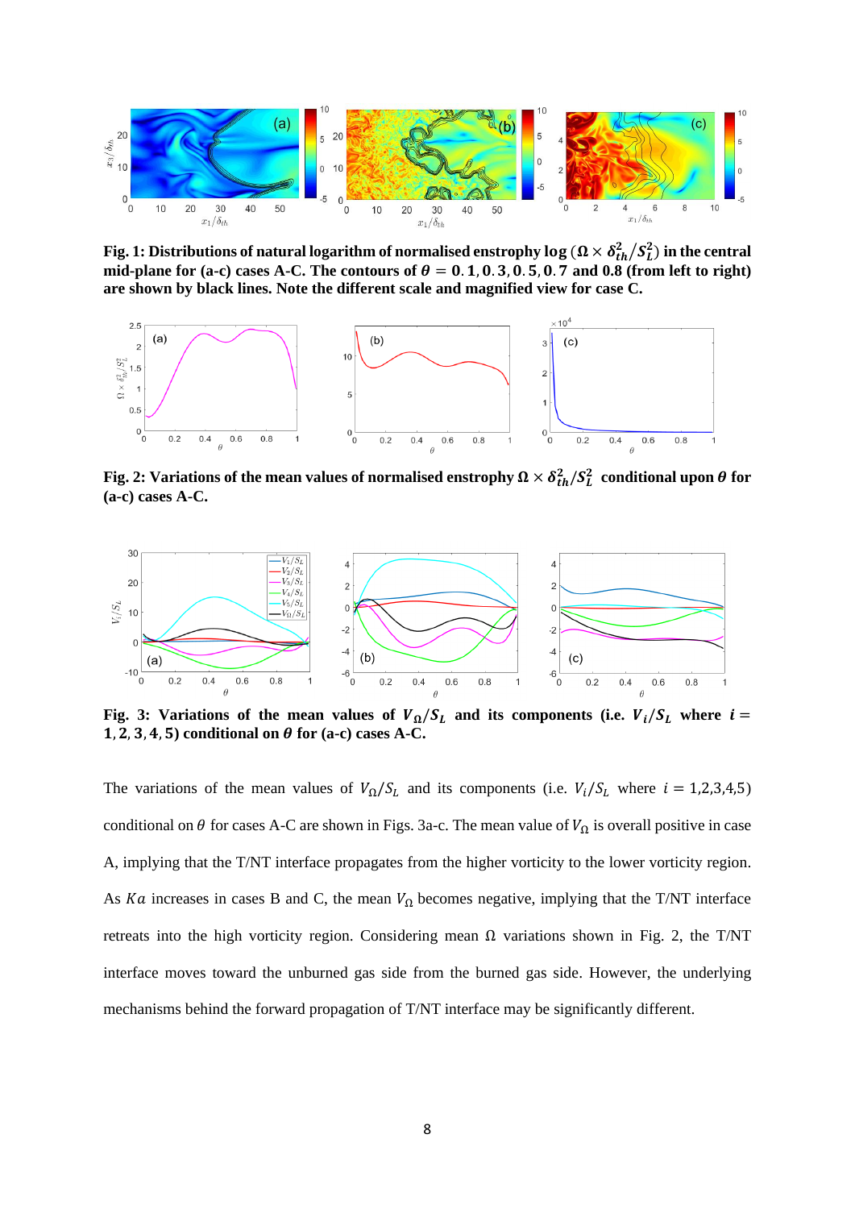**Fig. 1: Distributions of natural logarithm of normalised enstrophy $\log(\Omega \times \delta_{th}^2/S_L^2)$ in the central mid-plane for (a-c) cases A-C. The contours of $\theta = 0.1, 0.3, 0.5, 0.7$ and 0.8 (from left to right) are shown by black lines. Note the different scale and magnified view for case C.**

**Fig. 2: Variations of the mean values of normalised enstrophy $\Omega \times \delta_{th}^2/S_L^2$ conditional upon $\theta$ for (a-c) cases A-C.**

**Fig. 3: Variations of the mean values of $V_\Omega/S_L$ and its components (i.e. $V_i/S_L$ where $i = 1, 2, 3, 4, 5$) conditional on $\theta$ for (a-c) cases A-C.**

The variations of the mean values of $V_\Omega/S_L$ and its components (i.e. $V_i/S_L$ where $i = 1,2,3,4,5$) conditional on $\theta$ for cases A-C are shown in Figs. 3a-c. The mean value of $V_\Omega$ is overall positive in case A, implying that the T/NT interface propagates from the higher vorticity to the lower vorticity region. As $Ka$ increases in cases B and C, the mean $V_\Omega$ becomes negative, implying that the T/NT interface retreats into the high vorticity region. Considering mean $\Omega$ variations shown in Fig. 2, the T/NT interface moves toward the unburned gas side from the burned gas side. However, the underlying mechanisms behind the forward propagation of T/NT interface may be significantly different.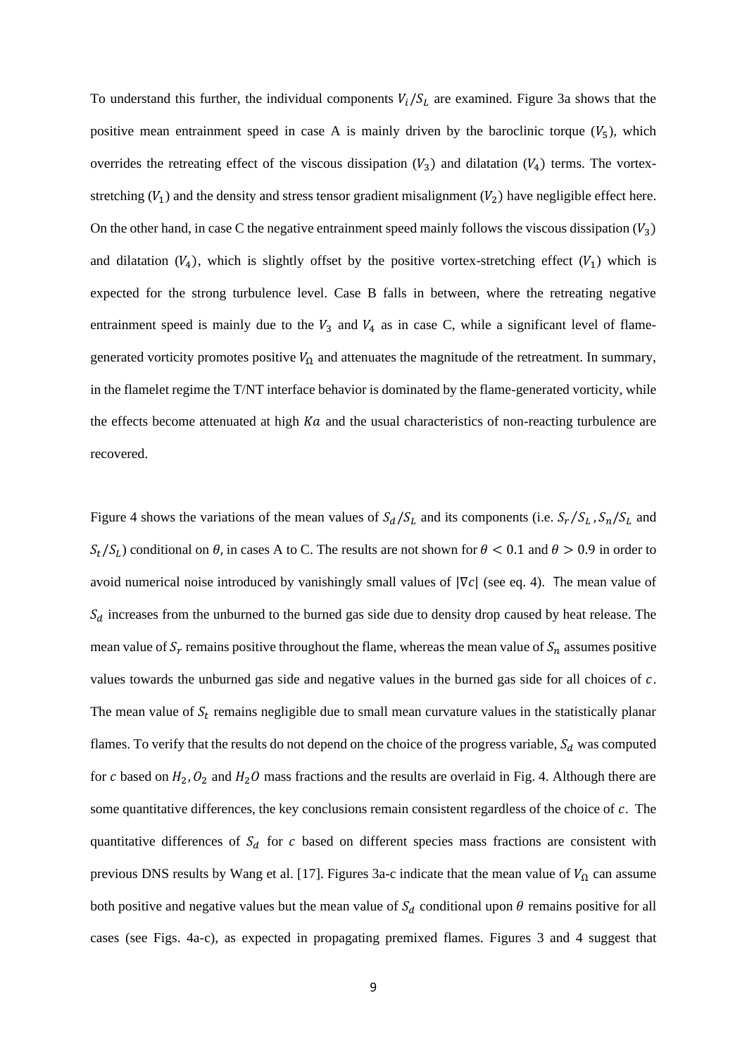To understand this further, the individual components $V_i/S_L$ are examined. Figure 3a shows that the positive mean entrainment speed in case A is mainly driven by the baroclinic torque ($V_5$), which overrides the retreating effect of the viscous dissipation ($V_3$) and dilatation ($V_4$) terms. The vortex-stretching ($V_1$) and the density and stress tensor gradient misalignment ($V_2$) have negligible effect here. On the other hand, in case C the negative entrainment speed mainly follows the viscous dissipation ($V_3$) and dilatation ($V_4$), which is slightly offset by the positive vortex-stretching effect ($V_1$) which is expected for the strong turbulence level. Case B falls in between, where the retreating negative entrainment speed is mainly due to the $V_3$ and $V_4$ as in case C, while a significant level of flame-generated vorticity promotes positive $V_\Omega$ and attenuates the magnitude of the retreatment. In summary, in the flamelet regime the T/NT interface behavior is dominated by the flame-generated vorticity, while the effects become attenuated at high $Ka$ and the usual characteristics of non-reacting turbulence are recovered.

Figure 4 shows the variations of the mean values of $S_d/S_L$ and its components (i.e. $S_r/S_L$, $S_n/S_L$ and $S_t/S_L$) conditional on $\theta$, in cases A to C. The results are not shown for $\theta < 0.1$ and $\theta > 0.9$ in order to avoid numerical noise introduced by vanishingly small values of $|\nabla c|$ (see eq. 4). The mean value of $S_d$ increases from the unburned to the burned gas side due to density drop caused by heat release. The mean value of $S_r$ remains positive throughout the flame, whereas the mean value of $S_n$ assumes positive values towards the unburned gas side and negative values in the burned gas side for all choices of $c$. The mean value of $S_t$ remains negligible due to small mean curvature values in the statistically planar flames. To verify that the results do not depend on the choice of the progress variable, $S_d$ was computed for $c$ based on $H_2$, $O_2$ and $H_2O$ mass fractions and the results are overlaid in Fig. 4. Although there are some quantitative differences, the key conclusions remain consistent regardless of the choice of $c$. The quantitative differences of $S_d$ for $c$ based on different species mass fractions are consistent with previous DNS results by Wang et al. [17]. Figures 3a-c indicate that the mean value of $V_\Omega$ can assume both positive and negative values but the mean value of $S_d$ conditional upon $\theta$ remains positive for all cases (see Figs. 4a-c), as expected in propagating premixed flames. Figures 3 and 4 suggest that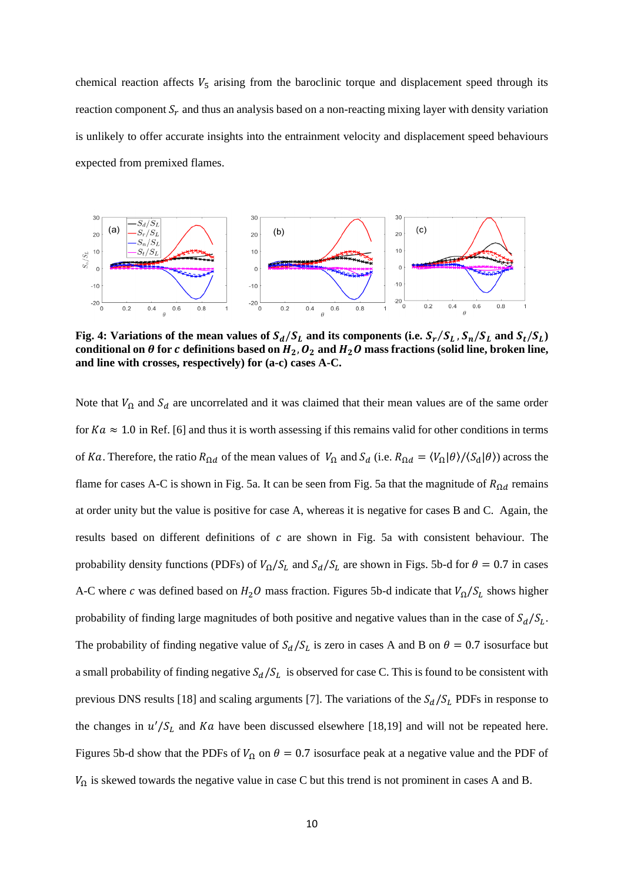chemical reaction affects $V_5$ arising from the baroclinic torque and displacement speed through its reaction component $S_r$ and thus an analysis based on a non-reacting mixing layer with density variation is unlikely to offer accurate insights into the entrainment velocity and displacement speed behaviours expected from premixed flames.

**Fig. 4: Variations of the mean values of $S_d/S_L$ and its components (i.e. $S_r/S_L$, $S_n/S_L$ and $S_t/S_L$) conditional on $\theta$ for $c$ definitions based on $H_2$, $O_2$ and $H_2O$ mass fractions (solid line, broken line, and line with crosses, respectively) for (a-c) cases A-C.**

Note that $V_\Omega$ and $S_d$ are uncorrelated and it was claimed that their mean values are of the same order for $Ka \approx 1.0$ in Ref. [6] and thus it is worth assessing if this remains valid for other conditions in terms of $Ka$. Therefore, the ratio $R_{\Omega d}$ of the mean values of $V_\Omega$ and $S_d$ (i.e. $R_{\Omega d} = \langle V_\Omega|\theta\rangle/\langle S_d|\theta\rangle$) across the flame for cases A-C is shown in Fig. 5a. It can be seen from Fig. 5a that the magnitude of $R_{\Omega d}$ remains at order unity but the value is positive for case A, whereas it is negative for cases B and C. Again, the results based on different definitions of $c$ are shown in Fig. 5a with consistent behaviour. The probability density functions (PDFs) of $V_\Omega/S_L$ and $S_d/S_L$ are shown in Figs. 5b-d for $\theta = 0.7$ in cases A-C where $c$ was defined based on $H_2O$ mass fraction. Figures 5b-d indicate that $V_\Omega/S_L$ shows higher probability of finding large magnitudes of both positive and negative values than in the case of $S_d/S_L$. The probability of finding negative value of $S_d/S_L$ is zero in cases A and B on $\theta = 0.7$ isosurface but a small probability of finding negative $S_d/S_L$ is observed for case C. This is found to be consistent with previous DNS results [18] and scaling arguments [7]. The variations of the $S_d/S_L$ PDFs in response to the changes in $u'/S_L$ and $Ka$ have been discussed elsewhere [18,19] and will not be repeated here. Figures 5b-d show that the PDFs of $V_\Omega$ on $\theta = 0.7$ isosurface peak at a negative value and the PDF of $V_\Omega$ is skewed towards the negative value in case C but this trend is not prominent in cases A and B.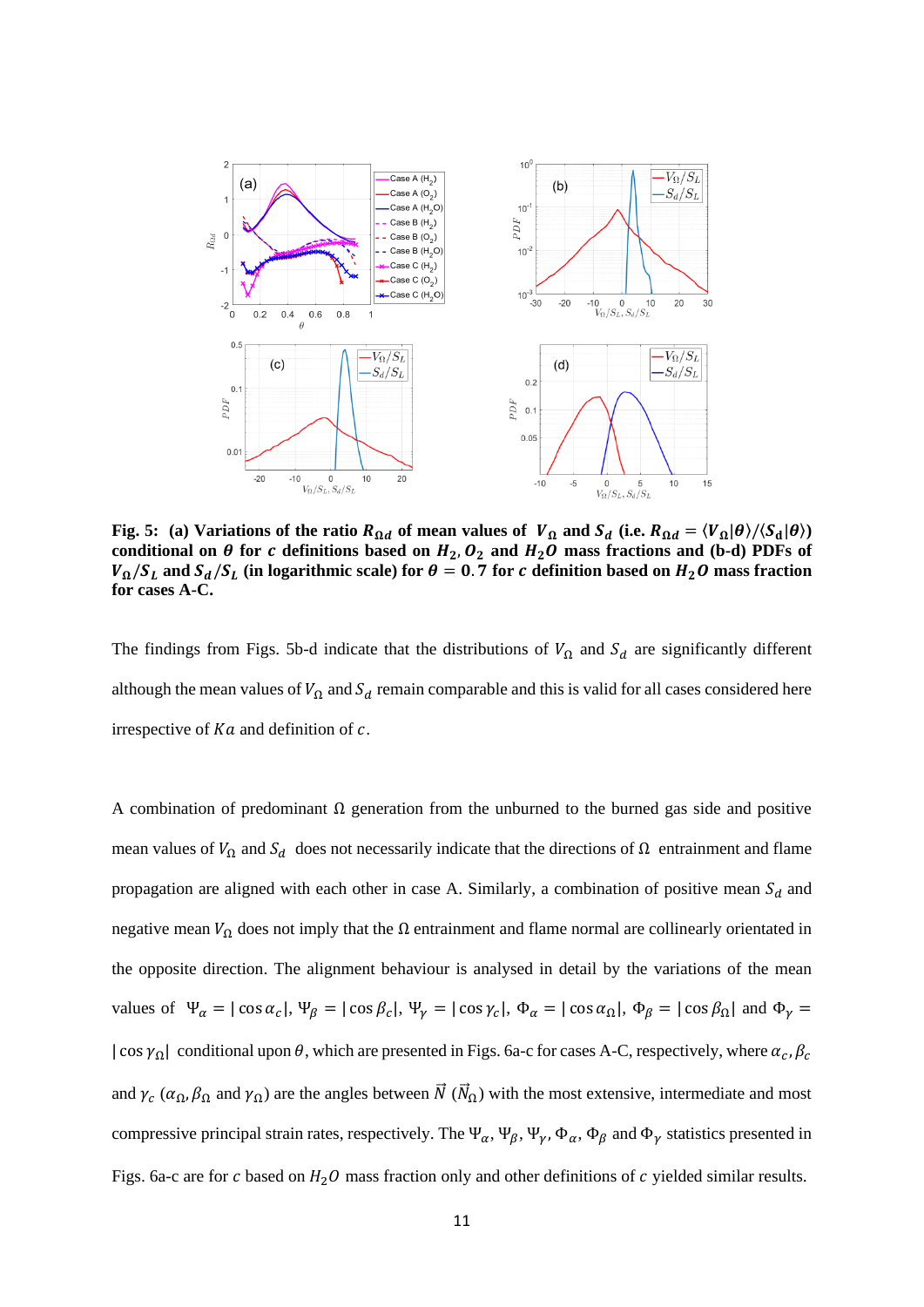**Fig. 5: (a) Variations of the ratio $R_{\Omega d}$ of mean values of $V_{\Omega}$ and $S_d$ (i.e. $R_{\Omega d} = \langle V_{\Omega}|\theta\rangle / \langle S_d|\theta\rangle$) conditional on $\theta$ for $c$ definitions based on $H_2, O_2$ and $H_2O$ mass fractions and (b-d) PDFs of $V_{\Omega}/S_L$ and $S_d/S_L$ (in logarithmic scale) for $\theta = 0.7$ for $c$ definition based on $H_2O$ mass fraction for cases A-C.**

The findings from Figs. 5b-d indicate that the distributions of $V_{\Omega}$ and $S_d$ are significantly different although the mean values of $V_{\Omega}$ and $S_d$ remain comparable and this is valid for all cases considered here irrespective of $Ka$ and definition of $c$.

A combination of predominant $\Omega$ generation from the unburned to the burned gas side and positive mean values of $V_{\Omega}$ and $S_d$ does not necessarily indicate that the directions of $\Omega$ entrainment and flame propagation are aligned with each other in case A. Similarly, a combination of positive mean $S_d$ and negative mean $V_{\Omega}$ does not imply that the $\Omega$ entrainment and flame normal are collinearly orientated in the opposite direction. The alignment behaviour is analysed in detail by the variations of the mean values of $\Psi_{\alpha} = |\cos\alpha_c|$, $\Psi_{\beta} = |\cos\beta_c|$, $\Psi_{\gamma} = |\cos\gamma_c|$, $\Phi_{\alpha} = |\cos\alpha_{\Omega}|$, $\Phi_{\beta} = |\cos\beta_{\Omega}|$ and $\Phi_{\gamma} = |\cos\gamma_{\Omega}|$ conditional upon $\theta$, which are presented in Figs. 6a-c for cases A-C, respectively, where $\alpha_c, \beta_c$ and $\gamma_c$ ($\alpha_{\Omega}, \beta_{\Omega}$ and $\gamma_{\Omega}$) are the angles between $\vec{N}$ ($\vec{N}_{\Omega}$) with the most extensive, intermediate and most compressive principal strain rates, respectively. The $\Psi_{\alpha}$, $\Psi_{\beta}$, $\Psi_{\gamma}$, $\Phi_{\alpha}$, $\Phi_{\beta}$ and $\Phi_{\gamma}$ statistics presented in Figs. 6a-c are for $c$ based on $H_2O$ mass fraction only and other definitions of $c$ yielded similar results.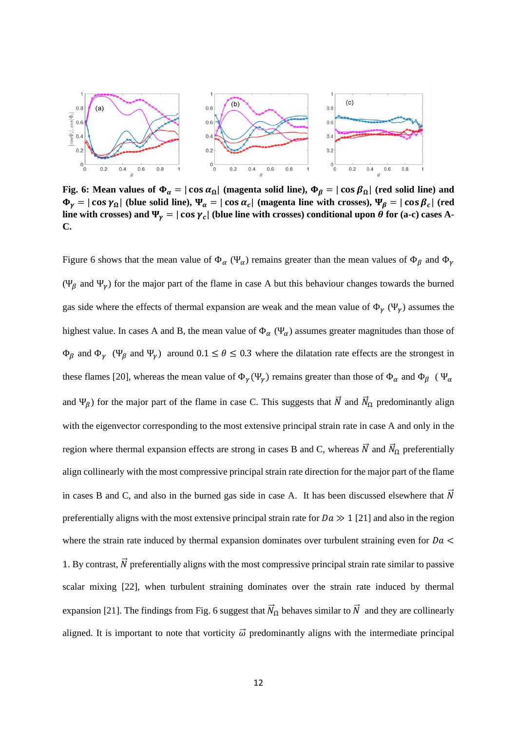**Fig. 6: Mean values of $\Phi_\alpha = |\cos\alpha_\Omega|$ (magenta solid line), $\Phi_\beta = |\cos\beta_\Omega|$ (red solid line) and $\Phi_\gamma = |\cos\gamma_\Omega|$ (blue solid line), $\Psi_\alpha = |\cos\alpha_c|$ (magenta line with crosses), $\Psi_\beta = |\cos\beta_c|$ (red line with crosses) and $\Psi_\gamma = |\cos\gamma_c|$ (blue line with crosses) conditional upon $\theta$ for (a-c) cases A-C.**

Figure 6 shows that the mean value of $\Phi_\alpha$ ($\Psi_\alpha$) remains greater than the mean values of $\Phi_\beta$ and $\Phi_\gamma$ ($\Psi_\beta$ and $\Psi_\gamma$) for the major part of the flame in case A but this behaviour changes towards the burned gas side where the effects of thermal expansion are weak and the mean value of $\Phi_\gamma$ ($\Psi_\gamma$) assumes the highest value. In cases A and B, the mean value of $\Phi_\alpha$ ($\Psi_\alpha$) assumes greater magnitudes than those of $\Phi_\beta$ and $\Phi_\gamma$ ($\Psi_\beta$ and $\Psi_\gamma$) around $0.1 \leq \theta \leq 0.3$ where the dilatation rate effects are the strongest in these flames [20], whereas the mean value of $\Phi_\gamma (\Psi_\gamma)$ remains greater than those of $\Phi_\alpha$ and $\Phi_\beta$ ($\Psi_\alpha$ and $\Psi_\beta$) for the major part of the flame in case C. This suggests that $\vec{N}$ and $\vec{N}_\Omega$ predominantly align with the eigenvector corresponding to the most extensive principal strain rate in case A and only in the region where thermal expansion effects are strong in cases B and C, whereas $\vec{N}$ and $\vec{N}_\Omega$ preferentially align collinearly with the most compressive principal strain rate direction for the major part of the flame in cases B and C, and also in the burned gas side in case A. It has been discussed elsewhere that $\vec{N}$ preferentially aligns with the most extensive principal strain rate for $Da \gg 1$ [21] and also in the region where the strain rate induced by thermal expansion dominates over turbulent straining even for $Da < 1$. By contrast, $\vec{N}$ preferentially aligns with the most compressive principal strain rate similar to passive scalar mixing [22], when turbulent straining dominates over the strain rate induced by thermal expansion [21]. The findings from Fig. 6 suggest that $\vec{N}_\Omega$ behaves similar to $\vec{N}$ and they are collinearly aligned. It is important to note that vorticity $\vec{\omega}$ predominantly aligns with the intermediate principal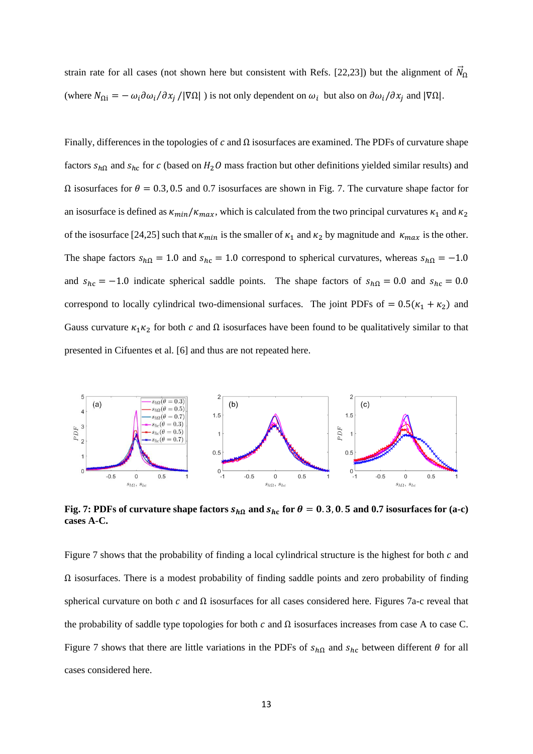strain rate for all cases (not shown here but consistent with Refs. [22,23]) but the alignment of $\vec{N}_\Omega$ (where $N_{\Omega i} = -\omega_i \partial\omega_i/\partial x_j / |\nabla\Omega|$ ) is not only dependent on $\omega_i$ but also on $\partial\omega_i/\partial x_j$ and $|\nabla\Omega|$.

Finally, differences in the topologies of $c$ and $\Omega$ isosurfaces are examined. The PDFs of curvature shape factors $s_{h\Omega}$ and $s_{hc}$ for $c$ (based on $H_2O$ mass fraction but other definitions yielded similar results) and $\Omega$ isosurfaces for $\theta = 0.3, 0.5$ and $0.7$ isosurfaces are shown in Fig. 7. The curvature shape factor for an isosurface is defined as $\kappa_{min}/\kappa_{max}$, which is calculated from the two principal curvatures $\kappa_1$ and $\kappa_2$ of the isosurface [24,25] such that $\kappa_{min}$ is the smaller of $\kappa_1$ and $\kappa_2$ by magnitude and $\kappa_{max}$ is the other. The shape factors $s_{h\Omega} = 1.0$ and $s_{hc} = 1.0$ correspond to spherical curvatures, whereas $s_{h\Omega} = -1.0$ and $s_{hc} = -1.0$ indicate spherical saddle points. The shape factors of $s_{h\Omega} = 0.0$ and $s_{hc} = 0.0$ correspond to locally cylindrical two-dimensional surfaces. The joint PDFs of $= 0.5(\kappa_1 + \kappa_2)$ and Gauss curvature $\kappa_1\kappa_2$ for both $c$ and $\Omega$ isosurfaces have been found to be qualitatively similar to that presented in Cifuentes et al. [6] and thus are not repeated here.

**Fig. 7: PDFs of curvature shape factors $s_{h\Omega}$ and $s_{hc}$ for $\theta = 0.3, 0.5$ and $0.7$ isosurfaces for (a-c) cases A-C.**

Figure 7 shows that the probability of finding a local cylindrical structure is the highest for both $c$ and $\Omega$ isosurfaces. There is a modest probability of finding saddle points and zero probability of finding spherical curvature on both $c$ and $\Omega$ isosurfaces for all cases considered here. Figures 7a-c reveal that the probability of saddle type topologies for both $c$ and $\Omega$ isosurfaces increases from case A to case C. Figure 7 shows that there are little variations in the PDFs of $s_{h\Omega}$ and $s_{hc}$ between different $\theta$ for all cases considered here.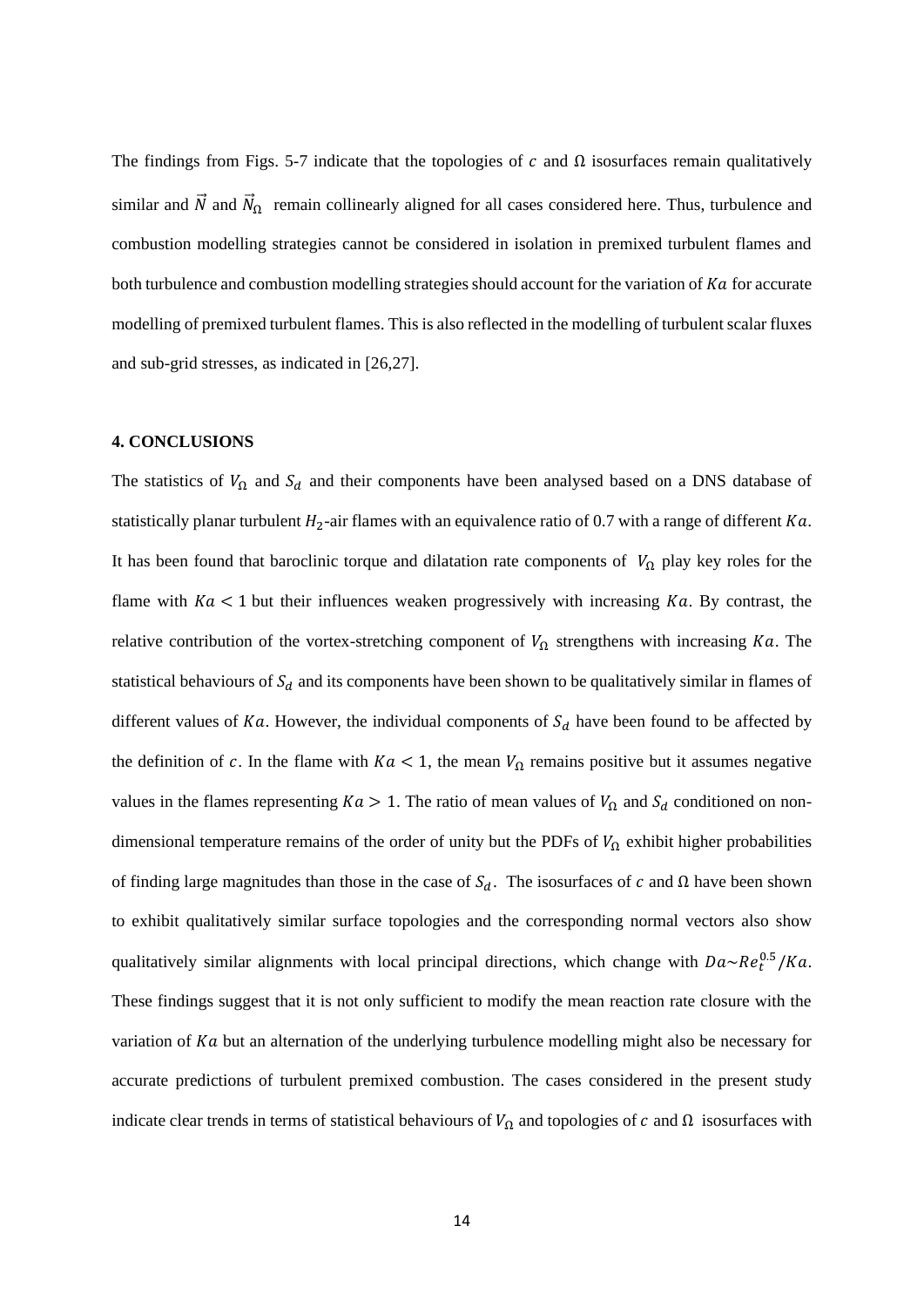The findings from Figs. 5-7 indicate that the topologies of $c$ and $\Omega$ isosurfaces remain qualitatively similar and $\vec{N}$ and $\vec{N}_\Omega$ remain collinearly aligned for all cases considered here. Thus, turbulence and combustion modelling strategies cannot be considered in isolation in premixed turbulent flames and both turbulence and combustion modelling strategies should account for the variation of $Ka$ for accurate modelling of premixed turbulent flames. This is also reflected in the modelling of turbulent scalar fluxes and sub-grid stresses, as indicated in [26,27].

## 4. CONCLUSIONS

The statistics of $V_\Omega$ and $S_d$ and their components have been analysed based on a DNS database of statistically planar turbulent $H_2$-air flames with an equivalence ratio of 0.7 with a range of different $Ka$. It has been found that baroclinic torque and dilatation rate components of $V_\Omega$ play key roles for the flame with $Ka < 1$ but their influences weaken progressively with increasing $Ka$. By contrast, the relative contribution of the vortex-stretching component of $V_\Omega$ strengthens with increasing $Ka$. The statistical behaviours of $S_d$ and its components have been shown to be qualitatively similar in flames of different values of $Ka$. However, the individual components of $S_d$ have been found to be affected by the definition of $c$. In the flame with $Ka < 1$, the mean $V_\Omega$ remains positive but it assumes negative values in the flames representing $Ka > 1$. The ratio of mean values of $V_\Omega$ and $S_d$ conditioned on non-dimensional temperature remains of the order of unity but the PDFs of $V_\Omega$ exhibit higher probabilities of finding large magnitudes than those in the case of $S_d$. The isosurfaces of $c$ and $\Omega$ have been shown to exhibit qualitatively similar surface topologies and the corresponding normal vectors also show qualitatively similar alignments with local principal directions, which change with $Da \sim Re_t^{0.5}/Ka$. These findings suggest that it is not only sufficient to modify the mean reaction rate closure with the variation of $Ka$ but an alternation of the underlying turbulence modelling might also be necessary for accurate predictions of turbulent premixed combustion. The cases considered in the present study indicate clear trends in terms of statistical behaviours of $V_\Omega$ and topologies of $c$ and $\Omega$ isosurfaces with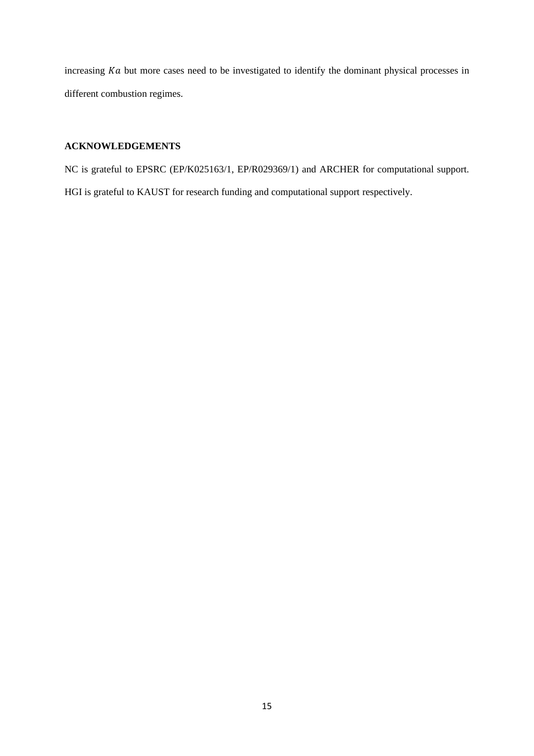increasing $Ka$ but more cases need to be investigated to identify the dominant physical processes in different combustion regimes.

## ACKNOWLEDGEMENTS

NC is grateful to EPSRC (EP/K025163/1, EP/R029369/1) and ARCHER for computational support. HGI is grateful to KAUST for research funding and computational support respectively.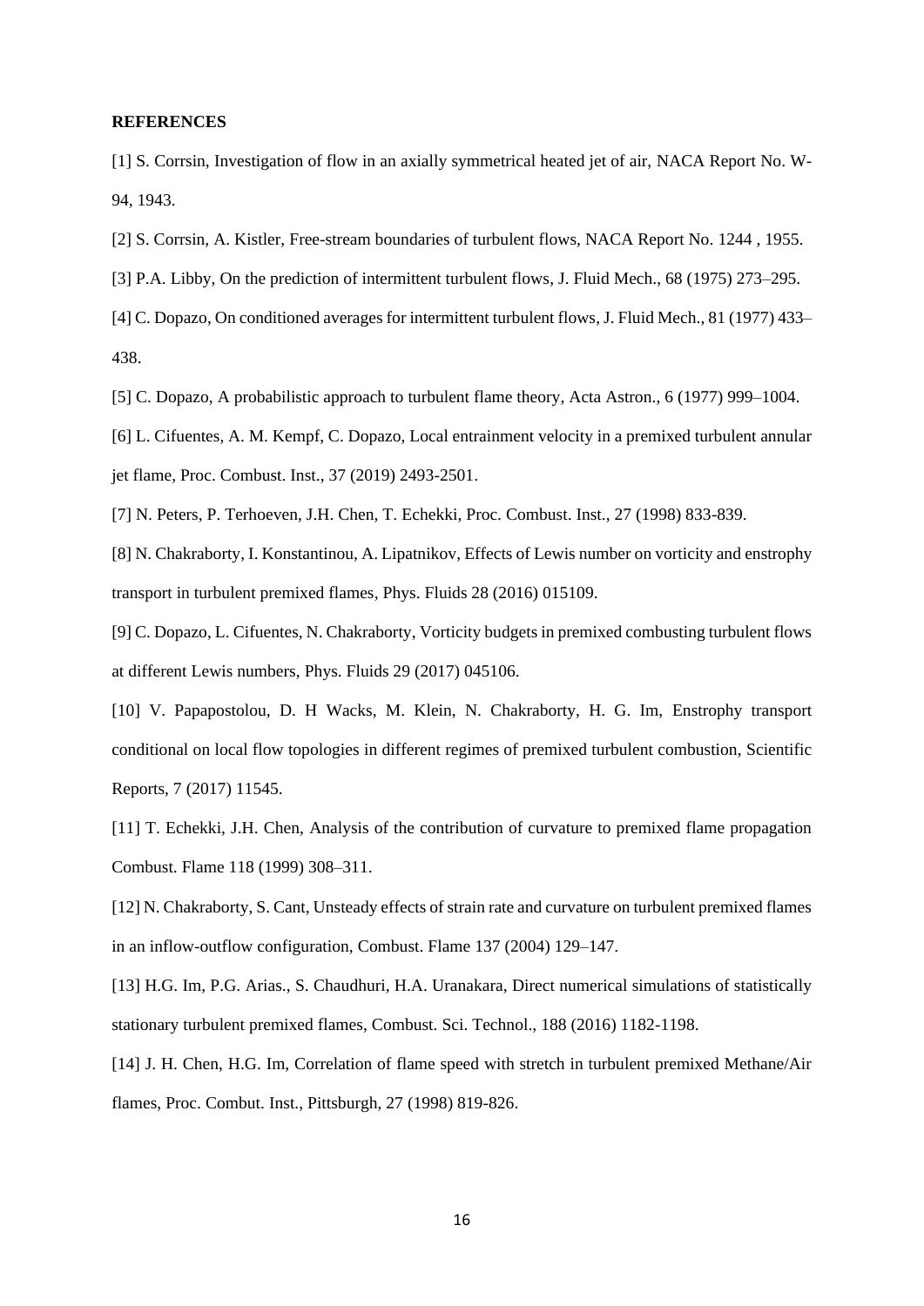**REFERENCES**

[1] S. Corrsin, Investigation of flow in an axially symmetrical heated jet of air, NACA Report No. W-94, 1943.

[2] S. Corrsin, A. Kistler, Free-stream boundaries of turbulent flows, NACA Report No. 1244 , 1955.

[3] P.A. Libby, On the prediction of intermittent turbulent flows, J. Fluid Mech., 68 (1975) 273–295.

[4] C. Dopazo, On conditioned averages for intermittent turbulent flows, J. Fluid Mech., 81 (1977) 433–438.

[5] C. Dopazo, A probabilistic approach to turbulent flame theory, Acta Astron., 6 (1977) 999–1004.

[6] L. Cifuentes, A. M. Kempf, C. Dopazo, Local entrainment velocity in a premixed turbulent annular jet flame, Proc. Combust. Inst., 37 (2019) 2493-2501.

[7] N. Peters, P. Terhoeven, J.H. Chen, T. Echekki, Proc. Combust. Inst., 27 (1998) 833-839.

[8] N. Chakraborty, I. Konstantinou, A. Lipatnikov, Effects of Lewis number on vorticity and enstrophy transport in turbulent premixed flames, Phys. Fluids 28 (2016) 015109.

[9] C. Dopazo, L. Cifuentes, N. Chakraborty, Vorticity budgets in premixed combusting turbulent flows at different Lewis numbers, Phys. Fluids 29 (2017) 045106.

[10] V. Papapostolou, D. H Wacks, M. Klein, N. Chakraborty, H. G. Im, Enstrophy transport conditional on local flow topologies in different regimes of premixed turbulent combustion, Scientific Reports, 7 (2017) 11545.

[11] T. Echekki, J.H. Chen, Analysis of the contribution of curvature to premixed flame propagation Combust. Flame 118 (1999) 308–311.

[12] N. Chakraborty, S. Cant, Unsteady effects of strain rate and curvature on turbulent premixed flames in an inflow-outflow configuration, Combust. Flame 137 (2004) 129–147.

[13] H.G. Im, P.G. Arias., S. Chaudhuri, H.A. Uranakara, Direct numerical simulations of statistically stationary turbulent premixed flames, Combust. Sci. Technol., 188 (2016) 1182-1198.

[14] J. H. Chen, H.G. Im, Correlation of flame speed with stretch in turbulent premixed Methane/Air flames, Proc. Combut. Inst., Pittsburgh, 27 (1998) 819-826.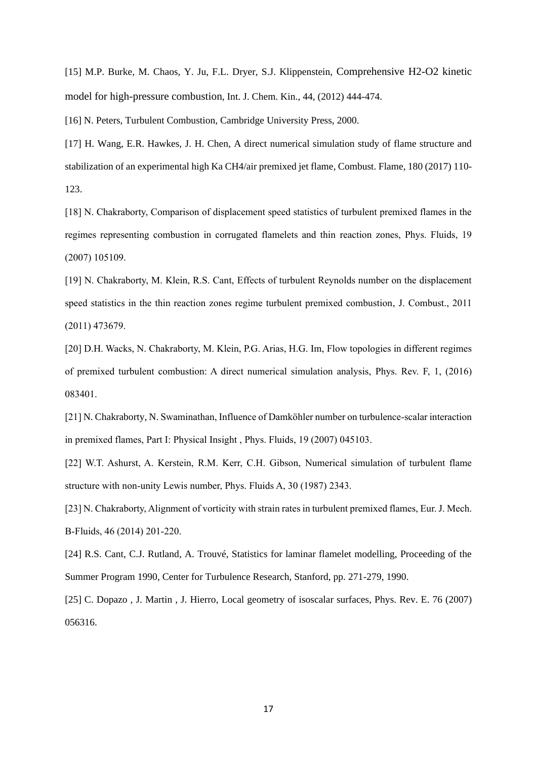[15] M.P. Burke, M. Chaos, Y. Ju, F.L. Dryer, S.J. Klippenstein, Comprehensive H2-O2 kinetic model for high-pressure combustion, Int. J. Chem. Kin., 44, (2012) 444-474.

[16] N. Peters, Turbulent Combustion, Cambridge University Press, 2000.

[17] H. Wang, E.R. Hawkes, J. H. Chen, A direct numerical simulation study of flame structure and stabilization of an experimental high Ka CH4/air premixed jet flame, Combust. Flame, 180 (2017) 110-123.

[18] N. Chakraborty, Comparison of displacement speed statistics of turbulent premixed flames in the regimes representing combustion in corrugated flamelets and thin reaction zones, Phys. Fluids, 19 (2007) 105109.

[19] N. Chakraborty, M. Klein, R.S. Cant, Effects of turbulent Reynolds number on the displacement speed statistics in the thin reaction zones regime turbulent premixed combustion, J. Combust., 2011 (2011) 473679.

[20] D.H. Wacks, N. Chakraborty, M. Klein, P.G. Arias, H.G. Im, Flow topologies in different regimes of premixed turbulent combustion: A direct numerical simulation analysis, Phys. Rev. F, 1, (2016) 083401.

[21] N. Chakraborty, N. Swaminathan, Influence of Damköhler number on turbulence-scalar interaction in premixed flames, Part I: Physical Insight , Phys. Fluids, 19 (2007) 045103.

[22] W.T. Ashurst, A. Kerstein, R.M. Kerr, C.H. Gibson, Numerical simulation of turbulent flame structure with non-unity Lewis number, Phys. Fluids A, 30 (1987) 2343.

[23] N. Chakraborty, Alignment of vorticity with strain rates in turbulent premixed flames, Eur. J. Mech. B-Fluids, 46 (2014) 201-220.

[24] R.S. Cant, C.J. Rutland, A. Trouvé, Statistics for laminar flamelet modelling, Proceeding of the Summer Program 1990, Center for Turbulence Research, Stanford, pp. 271-279, 1990.

[25] C. Dopazo , J. Martin , J. Hierro, Local geometry of isoscalar surfaces, Phys. Rev. E. 76 (2007) 056316.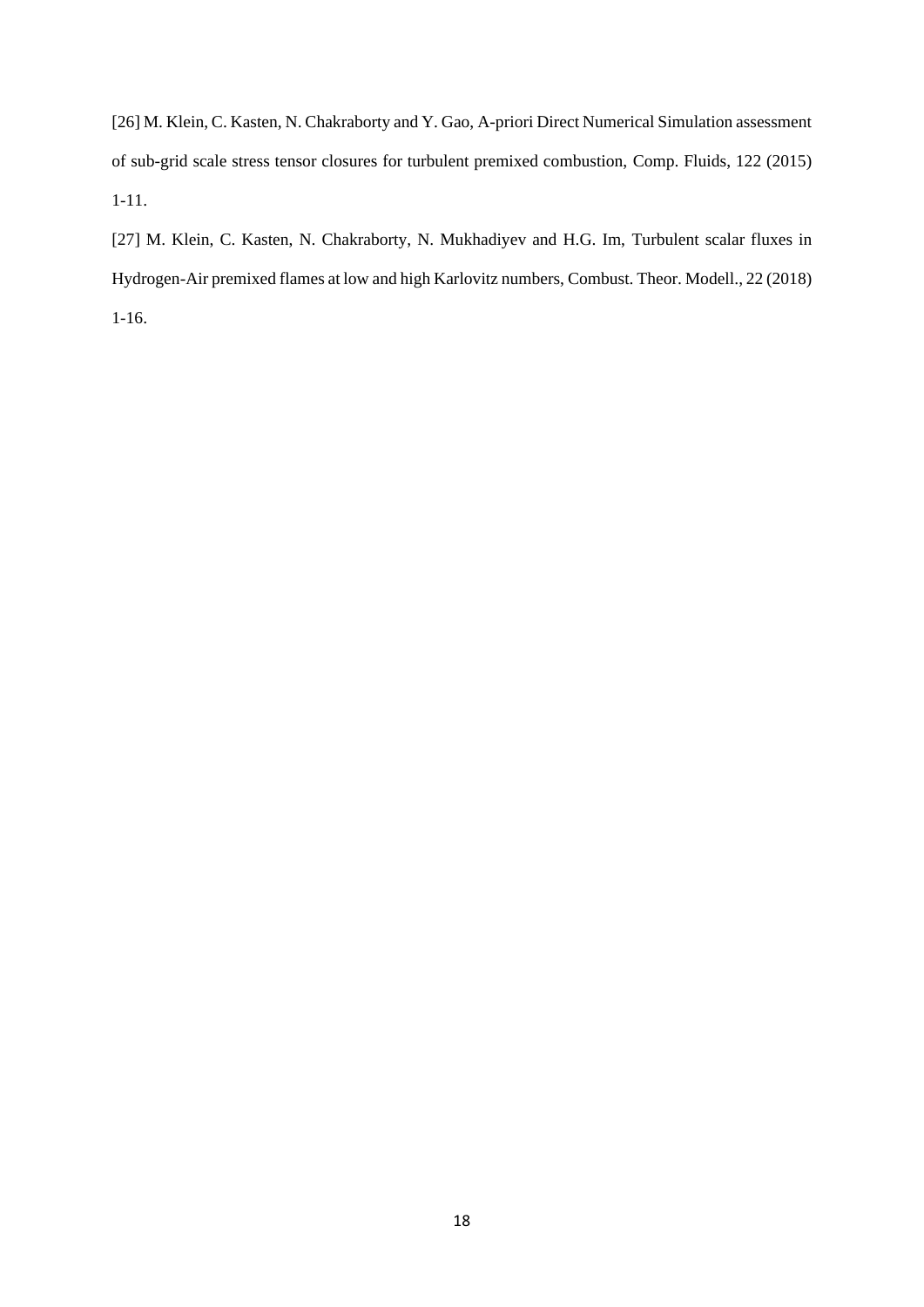[26] M. Klein, C. Kasten, N. Chakraborty and Y. Gao, A-priori Direct Numerical Simulation assessment of sub-grid scale stress tensor closures for turbulent premixed combustion, Comp. Fluids, 122 (2015) 1-11.

[27] M. Klein, C. Kasten, N. Chakraborty, N. Mukhadiyev and H.G. Im, Turbulent scalar fluxes in Hydrogen-Air premixed flames at low and high Karlovitz numbers, Combust. Theor. Modell., 22 (2018) 1-16.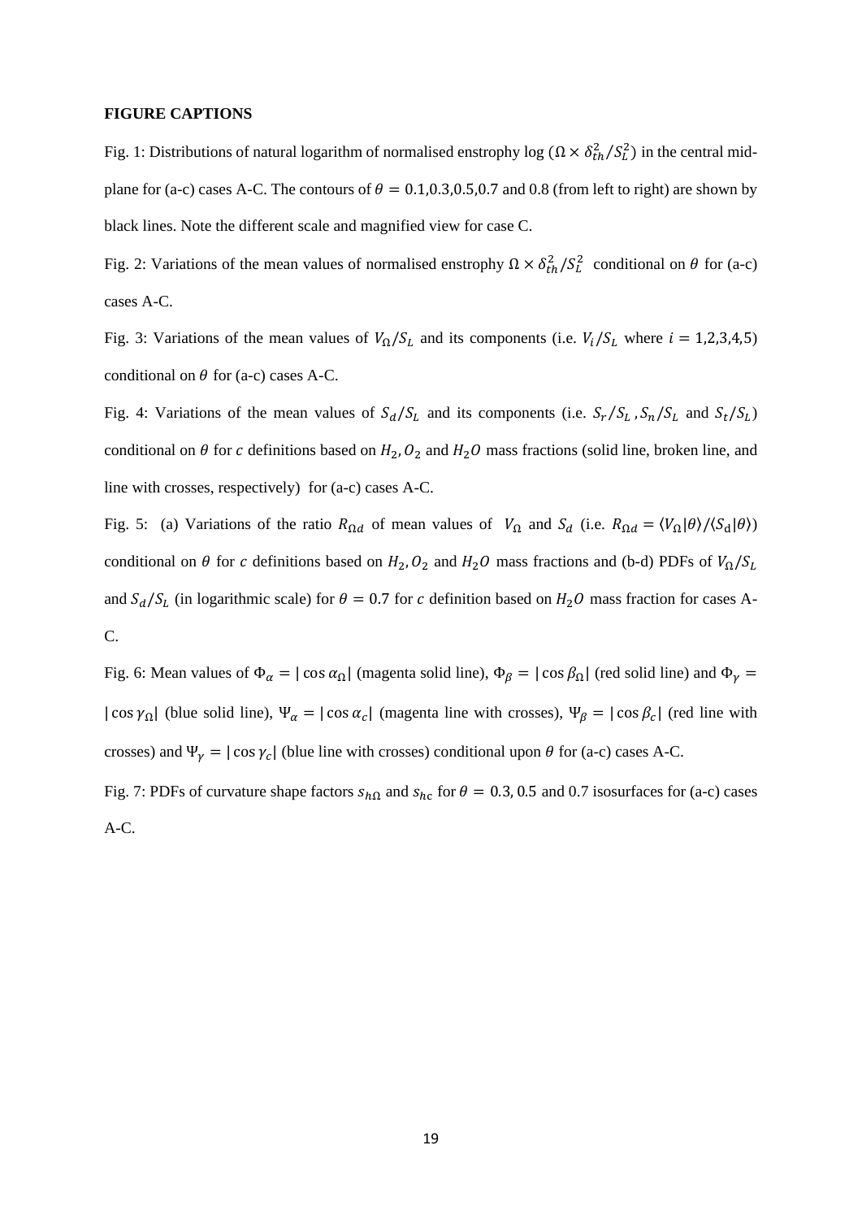**FIGURE CAPTIONS**

Fig. 1: Distributions of natural logarithm of normalised enstrophy $\log(\Omega \times \delta_{th}^2/S_L^2)$ in the central mid-plane for (a-c) cases A-C. The contours of $\theta = 0.1, 0.3, 0.5, 0.7$ and $0.8$ (from left to right) are shown by black lines. Note the different scale and magnified view for case C.

Fig. 2: Variations of the mean values of normalised enstrophy $\Omega \times \delta_{th}^2/S_L^2$ conditional on $\theta$ for (a-c) cases A-C.

Fig. 3: Variations of the mean values of $V_\Omega/S_L$ and its components (i.e. $V_i/S_L$ where $i = 1,2,3,4,5$) conditional on $\theta$ for (a-c) cases A-C.

Fig. 4: Variations of the mean values of $S_d/S_L$ and its components (i.e. $S_r/S_L$ , $S_n/S_L$ and $S_t/S_L$) conditional on $\theta$ for $c$ definitions based on $H_2, O_2$ and $H_2O$ mass fractions (solid line, broken line, and line with crosses, respectively) for (a-c) cases A-C.

Fig. 5: (a) Variations of the ratio $R_{\Omega d}$ of mean values of $V_\Omega$ and $S_d$ (i.e. $R_{\Omega d} = \langle V_\Omega|\theta\rangle / \langle S_d|\theta\rangle$) conditional on $\theta$ for $c$ definitions based on $H_2, O_2$ and $H_2O$ mass fractions and (b-d) PDFs of $V_\Omega/S_L$ and $S_d/S_L$ (in logarithmic scale) for $\theta = 0.7$ for $c$ definition based on $H_2O$ mass fraction for cases A-C.

Fig. 6: Mean values of $\Phi_\alpha = |\cos\alpha_\Omega|$ (magenta solid line), $\Phi_\beta = |\cos\beta_\Omega|$ (red solid line) and $\Phi_\gamma = |\cos\gamma_\Omega|$ (blue solid line), $\Psi_\alpha = |\cos\alpha_c|$ (magenta line with crosses), $\Psi_\beta = |\cos\beta_c|$ (red line with crosses) and $\Psi_\gamma = |\cos\gamma_c|$ (blue line with crosses) conditional upon $\theta$ for (a-c) cases A-C.

Fig. 7: PDFs of curvature shape factors $s_{h\Omega}$ and $s_{hc}$ for $\theta = 0.3, 0.5$ and $0.7$ isosurfaces for (a-c) cases A-C.